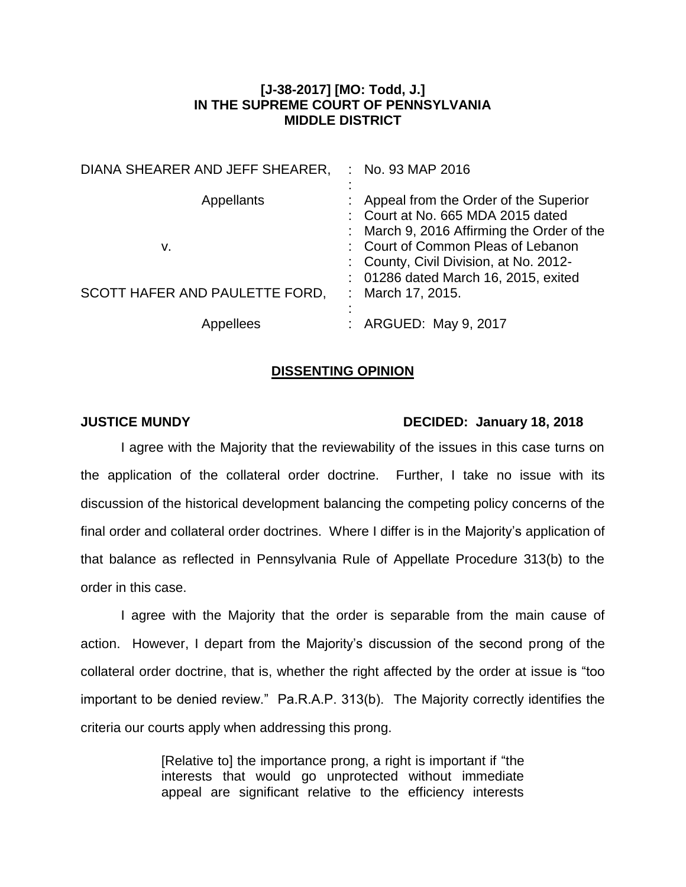**[J-38-2017] [MO: Todd, J.]**
**IN THE SUPREME COURT OF PENNSYLVANIA**
**MIDDLE DISTRICT**

| | | |
|---|---|---|
| DIANA SHEARER AND JEFF SHEARER, | : | No. 93 MAP 2016 |
| | : | |
| Appellants | : | Appeal from the Order of the Superior Court at No. 665 MDA 2015 dated March 9, 2016 Affirming the Order of the Court of Common Pleas of Lebanon County, Civil Division, at No. 2012-01286 dated March 16, 2015, exited March 17, 2015. |
| v. | : | |
| SCOTT HAFER AND PAULETTE FORD, | : | |
| | : | |
| Appellees | : | ARGUED: May 9, 2017 |

## DISSENTING OPINION

**JUSTICE MUNDY** **DECIDED: January 18, 2018**

I agree with the Majority that the reviewability of the issues in this case turns on the application of the collateral order doctrine. Further, I take no issue with its discussion of the historical development balancing the competing policy concerns of the final order and collateral order doctrines. Where I differ is in the Majority's application of that balance as reflected in Pennsylvania Rule of Appellate Procedure 313(b) to the order in this case.

I agree with the Majority that the order is separable from the main cause of action. However, I depart from the Majority's discussion of the second prong of the collateral order doctrine, that is, whether the right affected by the order at issue is "too important to be denied review." Pa.R.A.P. 313(b). The Majority correctly identifies the criteria our courts apply when addressing this prong.

> [Relative to] the importance prong, a right is important if "the interests that would go unprotected without immediate appeal are significant relative to the efficiency interests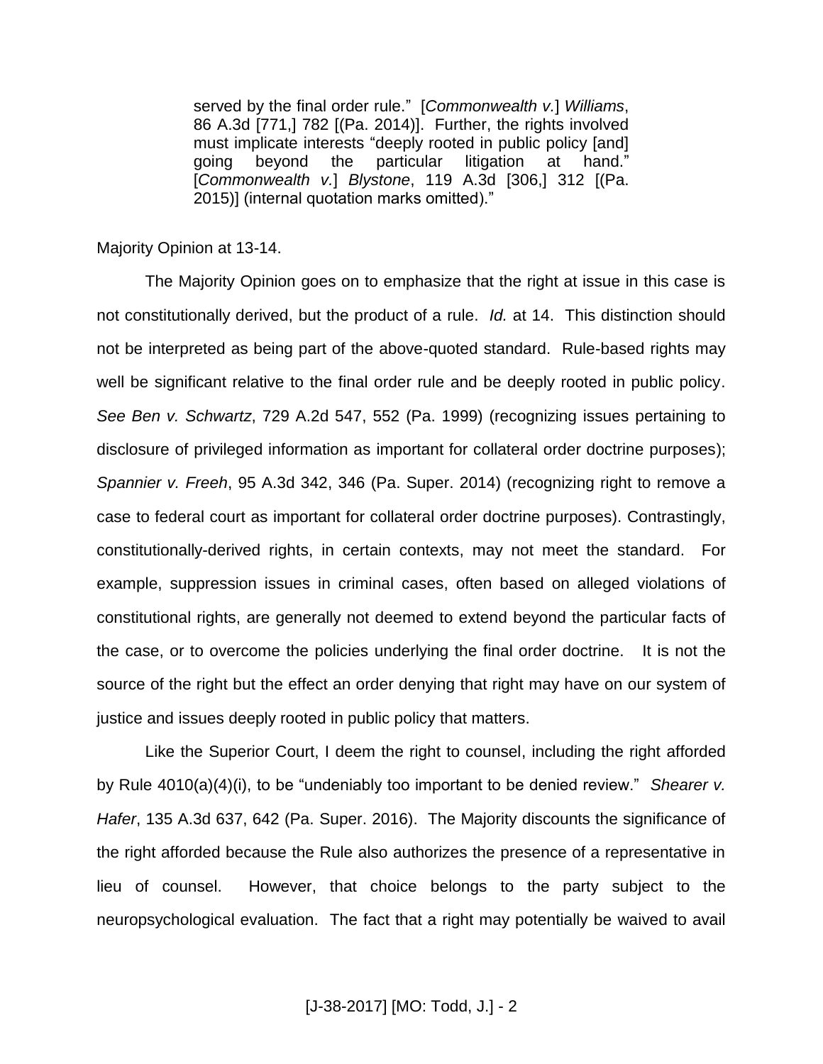> served by the final order rule." [*Commonwealth v.*] *Williams*, 86 A.3d [771,] 782 [(Pa. 2014)]. Further, the rights involved must implicate interests "deeply rooted in public policy [and] going beyond the particular litigation at hand." [*Commonwealth v.*] *Blystone*, 119 A.3d [306,] 312 [(Pa. 2015)] (internal quotation marks omitted)."

Majority Opinion at 13-14.

The Majority Opinion goes on to emphasize that the right at issue in this case is not constitutionally derived, but the product of a rule. *Id.* at 14. This distinction should not be interpreted as being part of the above-quoted standard. Rule-based rights may well be significant relative to the final order rule and be deeply rooted in public policy. *See Ben v. Schwartz*, 729 A.2d 547, 552 (Pa. 1999) (recognizing issues pertaining to disclosure of privileged information as important for collateral order doctrine purposes); *Spannier v. Freeh*, 95 A.3d 342, 346 (Pa. Super. 2014) (recognizing right to remove a case to federal court as important for collateral order doctrine purposes). Contrastingly, constitutionally-derived rights, in certain contexts, may not meet the standard. For example, suppression issues in criminal cases, often based on alleged violations of constitutional rights, are generally not deemed to extend beyond the particular facts of the case, or to overcome the policies underlying the final order doctrine. It is not the source of the right but the effect an order denying that right may have on our system of justice and issues deeply rooted in public policy that matters.

Like the Superior Court, I deem the right to counsel, including the right afforded by Rule 4010(a)(4)(i), to be "undeniably too important to be denied review." *Shearer v. Hafer*, 135 A.3d 637, 642 (Pa. Super. 2016). The Majority discounts the significance of the right afforded because the Rule also authorizes the presence of a representative in lieu of counsel. However, that choice belongs to the party subject to the neuropsychological evaluation. The fact that a right may potentially be waived to avail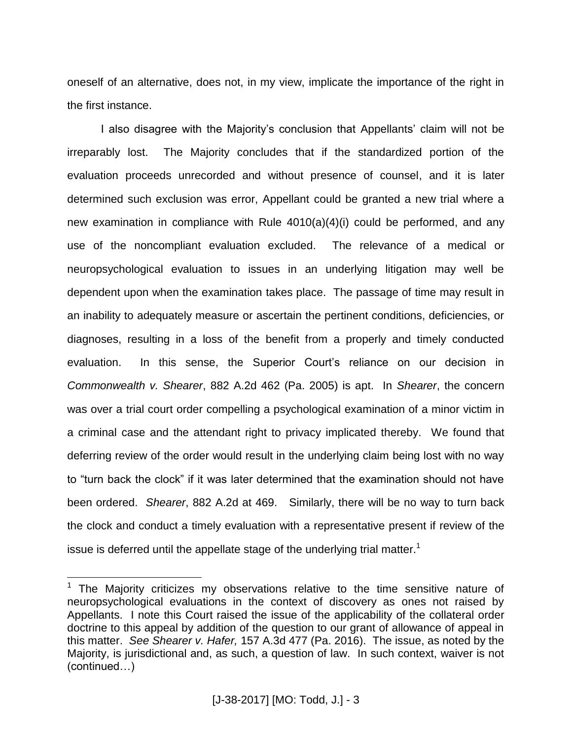oneself of an alternative, does not, in my view, implicate the importance of the right in the first instance.

I also disagree with the Majority's conclusion that Appellants' claim will not be irreparably lost. The Majority concludes that if the standardized portion of the evaluation proceeds unrecorded and without presence of counsel, and it is later determined such exclusion was error, Appellant could be granted a new trial where a new examination in compliance with Rule 4010(a)(4)(i) could be performed, and any use of the noncompliant evaluation excluded. The relevance of a medical or neuropsychological evaluation to issues in an underlying litigation may well be dependent upon when the examination takes place. The passage of time may result in an inability to adequately measure or ascertain the pertinent conditions, deficiencies, or diagnoses, resulting in a loss of the benefit from a properly and timely conducted evaluation. In this sense, the Superior Court's reliance on our decision in *Commonwealth v. Shearer*, 882 A.2d 462 (Pa. 2005) is apt. In *Shearer*, the concern was over a trial court order compelling a psychological examination of a minor victim in a criminal case and the attendant right to privacy implicated thereby. We found that deferring review of the order would result in the underlying claim being lost with no way to "turn back the clock" if it was later determined that the examination should not have been ordered. *Shearer*, 882 A.2d at 469. Similarly, there will be no way to turn back the clock and conduct a timely evaluation with a representative present if review of the issue is deferred until the appellate stage of the underlying trial matter.[1]

[1] The Majority criticizes my observations relative to the time sensitive nature of neuropsychological evaluations in the context of discovery as ones not raised by Appellants. I note this Court raised the issue of the applicability of the collateral order doctrine to this appeal by addition of the question to our grant of allowance of appeal in this matter. *See Shearer v. Hafer,* 157 A.3d 477 (Pa. 2016). The issue, as noted by the Majority, is jurisdictional and, as such, a question of law. In such context, waiver is not (continued…)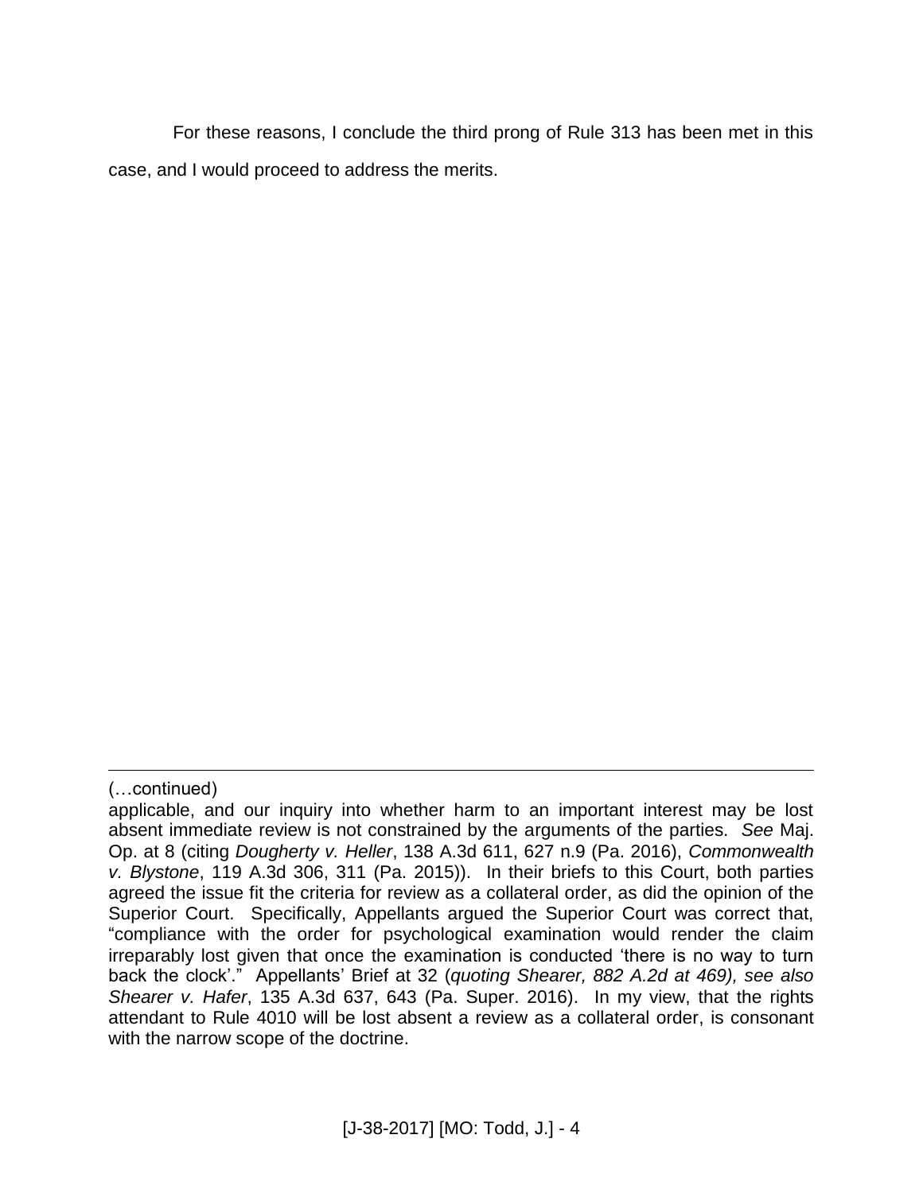For these reasons, I conclude the third prong of Rule 313 has been met in this case, and I would proceed to address the merits.

---

(…continued)

applicable, and our inquiry into whether harm to an important interest may be lost absent immediate review is not constrained by the arguments of the parties. *See* Maj. Op. at 8 (citing *Dougherty v. Heller*, 138 A.3d 611, 627 n.9 (Pa. 2016), *Commonwealth v. Blystone*, 119 A.3d 306, 311 (Pa. 2015)). In their briefs to this Court, both parties agreed the issue fit the criteria for review as a collateral order, as did the opinion of the Superior Court. Specifically, Appellants argued the Superior Court was correct that, "compliance with the order for psychological examination would render the claim irreparably lost given that once the examination is conducted 'there is no way to turn back the clock'." Appellants' Brief at 32 (*quoting Shearer, 882 A.2d at 469), see also Shearer v. Hafer*, 135 A.3d 637, 643 (Pa. Super. 2016). In my view, that the rights attendant to Rule 4010 will be lost absent a review as a collateral order, is consonant with the narrow scope of the doctrine.